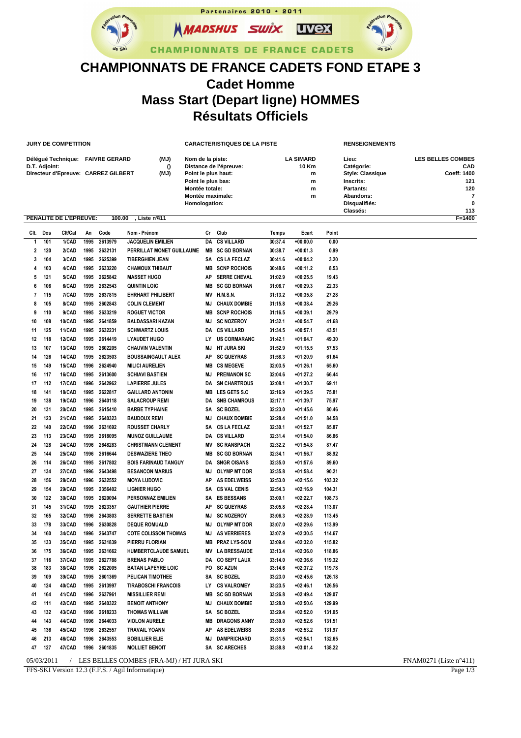Partenaires 2010 • 2011

MADSHUS SWIX uvex

CHAMPIONNATS DE FRANCE CADETS

# CHAMPIONNATS DE FRANCE CADETS FOND ETAPE 3

## Cadet Homme

## Mass Start (Depart ligne) HOMMES

## Résultats Officiels

**JURY DE COMPETITION**

| | | |
|---|---|---|
| Délégué Technique: | FAIVRE GERARD | (MJ) |
| D.T. Adjoint: | | () |
| Directeur d'Epreuve: | CARREZ GILBERT | (MJ) |

**CARACTERISTIQUES DE LA PISTE**

| | |
|---|---|
| Nom de la piste: | LA SIMARD |
| Distance de l'épreuve: | 10 Km |
| Point le plus haut: | m |
| Point le plus bas: | m |
| Montée totale: | m |
| Montée maximale: | m |
| Homologation: | |

**RENSEIGNEMENTS**

| | |
|---|---|
| Lieu: | LES BELLES COMBES |
| Catégorie: | CAD |
| Style: Classique | Coeff: 1400 |
| Inscrits: | 121 |
| Partants: | 120 |
| Abandons: | 7 |
| Disqualifiés: | 0 |
| Classés: | 113 |

**PENALITE DE L'EPREUVE: 100.00 , Liste n°411** F=1400

| Clt. | Dos | Clt/Cat | An | Code | Nom - Prénom | Cr | Club | Temps | Ecart | Point |
|---|---|---|---|---|---|---|---|---|---|---|
| 1 | 101 | 1/CAD | 1995 | 2613979 | JACQUELIN EMILIEN | DA | CS VILLARD | 30:37.4 | +00:00.0 | 0.00 |
| 2 | 120 | 2/CAD | 1995 | 2632131 | PERRILLAT MONET GUILLAUME | MB | SC GD BORNAN | 30:38.7 | +00:01.3 | 0.99 |
| 3 | 104 | 3/CAD | 1995 | 2625399 | TIBERGHIEN JEAN | SA | CS LA FECLAZ | 30:41.6 | +00:04.2 | 3.20 |
| 4 | 103 | 4/CAD | 1995 | 2633220 | CHAMOUX THIBAUT | MB | SCNP ROCHOIS | 30:48.6 | +00:11.2 | 8.53 |
| 5 | 121 | 5/CAD | 1995 | 2625842 | MASSET HUGO | AP | SERRE CHEVAL | 31:02.9 | +00:25.5 | 19.43 |
| 6 | 106 | 6/CAD | 1995 | 2632543 | QUINTIN LOIC | MB | SC GD BORNAN | 31:06.7 | +00:29.3 | 22.33 |
| 7 | 115 | 7/CAD | 1995 | 2637815 | EHRHART PHILIBERT | MV | H.M.S.N. | 31:13.2 | +00:35.8 | 27.28 |
| 8 | 105 | 8/CAD | 1995 | 2602843 | COLIN CLEMENT | MJ | CHAUX DOMBIE | 31:15.8 | +00:38.4 | 29.26 |
| 9 | 110 | 9/CAD | 1995 | 2633219 | ROGUET VICTOR | MB | SCNP ROCHOIS | 31:16.5 | +00:39.1 | 29.79 |
| 10 | 108 | 10/CAD | 1995 | 2641859 | BALDASSARI KAZAN | MJ | SC NOZEROY | 31:32.1 | +00:54.7 | 41.68 |
| 11 | 125 | 11/CAD | 1995 | 2632231 | SCHWARTZ LOUIS | DA | CS VILLARD | 31:34.5 | +00:57.1 | 43.51 |
| 12 | 118 | 12/CAD | 1995 | 2614419 | LYAUDET HUGO | LY | US CORMARANC | 31:42.1 | +01:04.7 | 49.30 |
| 13 | 107 | 13/CAD | 1995 | 2602205 | CHAUVIN VALENTIN | MJ | HT JURA SKI | 31:52.9 | +01:15.5 | 57.53 |
| 14 | 126 | 14/CAD | 1995 | 2623503 | BOUSSAINGAULT ALEX | AP | SC QUEYRAS | 31:58.3 | +01:20.9 | 61.64 |
| 15 | 149 | 15/CAD | 1996 | 2624940 | MILICI AURELIEN | MB | CS MEGEVE | 32:03.5 | +01:26.1 | 65.60 |
| 16 | 117 | 16/CAD | 1995 | 2613600 | SCHIAVI BASTIEN | MJ | PREMANON SC | 32:04.6 | +01:27.2 | 66.44 |
| 17 | 112 | 17/CAD | 1996 | 2642962 | LAPIERRE JULES | DA | SN CHARTROUS | 32:08.1 | +01:30.7 | 69.11 |
| 18 | 141 | 18/CAD | 1995 | 2622817 | GAILLARD ANTONIN | MB | LES GETS S.C | 32:16.9 | +01:39.5 | 75.81 |
| 19 | 138 | 19/CAD | 1996 | 2640118 | SALACROUP REMI | DA | SNB CHAMROUS | 32:17.1 | +01:39.7 | 75.97 |
| 20 | 131 | 20/CAD | 1995 | 2615410 | BARBE TYPHAINE | SA | SC BOZEL | 32:23.0 | +01:45.6 | 80.46 |
| 21 | 123 | 21/CAD | 1995 | 2640323 | BAUDOUX REMI | MJ | CHAUX DOMBIE | 32:28.4 | +01:51.0 | 84.58 |
| 22 | 140 | 22/CAD | 1996 | 2631692 | ROUSSET CHARLY | SA | CS LA FECLAZ | 32:30.1 | +01:52.7 | 85.87 |
| 23 | 113 | 23/CAD | 1995 | 2618095 | MUNOZ GUILLAUME | DA | CS VILLARD | 32:31.4 | +01:54.0 | 86.86 |
| 24 | 128 | 24/CAD | 1996 | 2648283 | CHRISTMANN CLEMENT | MV | SC RANSPACH | 32:32.2 | +01:54.8 | 87.47 |
| 25 | 144 | 25/CAD | 1996 | 2616644 | DESWAZIERE THEO | MB | SC GD BORNAN | 32:34.1 | +01:56.7 | 88.92 |
| 26 | 114 | 26/CAD | 1995 | 2617802 | BOIS FARINAUD TANGUY | DA | SNGR OISANS | 32:35.0 | +01:57.6 | 89.60 |
| 27 | 134 | 27/CAD | 1996 | 2643498 | BESANCON MARIUS | MJ | OLYMP MT DOR | 32:35.8 | +01:58.4 | 90.21 |
| 28 | 156 | 28/CAD | 1996 | 2632552 | MOYA LUDOVIC | AP | AS EDELWEISS | 32:53.0 | +02:15.6 | 103.32 |
| 29 | 154 | 29/CAD | 1995 | 2356402 | LIGNIER HUGO | SA | CS VAL CENIS | 32:54.3 | +02:16.9 | 104.31 |
| 30 | 122 | 30/CAD | 1995 | 2620094 | PERSONNAZ EMILIEN | SA | ES BESSANS | 33:00.1 | +02:22.7 | 108.73 |
| 31 | 145 | 31/CAD | 1995 | 2623357 | GAUTHIER PIERRE | AP | SC QUEYRAS | 33:05.8 | +02:28.4 | 113.07 |
| 32 | 165 | 32/CAD | 1996 | 2643803 | SERRETTE BASTIEN | MJ | SC NOZEROY | 33:06.3 | +02:28.9 | 113.45 |
| 33 | 178 | 33/CAD | 1996 | 2630828 | DEQUE ROMUALD | MJ | OLYMP MT DOR | 33:07.0 | +02:29.6 | 113.99 |
| 34 | 160 | 34/CAD | 1996 | 2643747 | COTE COLISSON THOMAS | MJ | AS VERRIERES | 33:07.9 | +02:30.5 | 114.67 |
| 35 | 133 | 35/CAD | 1995 | 2631839 | PIERRU FLORIAN | MB | PRAZ LYS-SOM | 33:09.4 | +02:32.0 | 115.82 |
| 36 | 175 | 36/CAD | 1995 | 2631662 | HUMBERTCLAUDE SAMUEL | MV | LA BRESSAUDE | 33:13.4 | +02:36.0 | 118.86 |
| 37 | 116 | 37/CAD | 1995 | 2627788 | BRENAS PABLO | DA | CO SEPT LAUX | 33:14.0 | +02:36.6 | 119.32 |
| 38 | 183 | 38/CAD | 1996 | 2622005 | BATAN LAPEYRE LOIC | PO | SC AZUN | 33:14.6 | +02:37.2 | 119.78 |
| 39 | 109 | 39/CAD | 1995 | 2601369 | PELICAN TIMOTHEE | SA | SC BOZEL | 33:23.0 | +02:45.6 | 126.18 |
| 40 | 124 | 40/CAD | 1995 | 2613997 | TIRABOSCHI FRANCOIS | LY | CS VALROMEY | 33:23.5 | +02:46.1 | 126.56 |
| 41 | 164 | 41/CAD | 1996 | 2637961 | MISSILLIER REMI | MB | SC GD BORNAN | 33:26.8 | +02:49.4 | 129.07 |
| 42 | 111 | 42/CAD | 1995 | 2640322 | BENOIT ANTHONY | MJ | CHAUX DOMBIE | 33:28.0 | +02:50.6 | 129.99 |
| 43 | 132 | 43/CAD | 1996 | 2618233 | THOMAS WILLIAM | SA | SC BOZEL | 33:29.4 | +02:52.0 | 131.05 |
| 44 | 143 | 44/CAD | 1996 | 2644033 | VIOLON AURELE | MB | DRAGONS ANNY | 33:30.0 | +02:52.6 | 131.51 |
| 45 | 136 | 45/CAD | 1996 | 2632557 | TRAVAIL YOANN | AP | AS EDELWEISS | 33:30.6 | +02:53.2 | 131.97 |
| 46 | 213 | 46/CAD | 1996 | 2643553 | BOBILLIER ELIE | MJ | DAMPRICHARD | 33:31.5 | +02:54.1 | 132.65 |
| 47 | 127 | 47/CAD | 1996 | 2601835 | MOLLIET BENOIT | SA | SC ARECHES | 33:38.8 | +03:01.4 | 138.22 |

05/03/2011 / LES BELLES COMBES (FRA-MJ) / HT JURA SKI — FNAM0271 (Liste n°411)

FFS-SKI Version 12.3 (F.F.S. / Agil Informatique)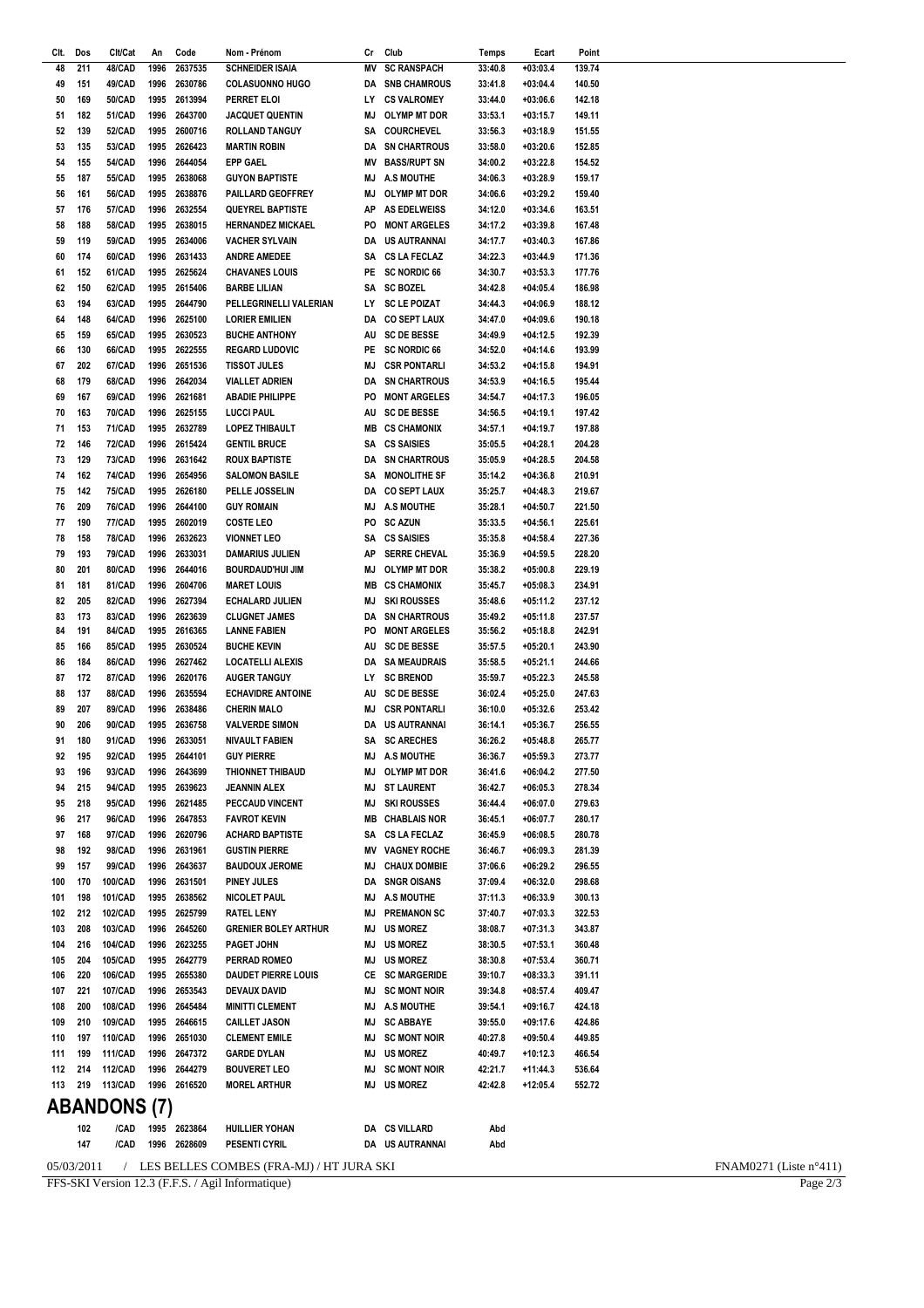| Clt. | Dos | Clt/Cat | An | Code | Nom - Prénom | Cr | Club | Temps | Ecart | Point |
|---|---|---|---|---|---|---|---|---|---|---|
| 48 | 211 | 48/CAD | 1996 | 2637535 | SCHNEIDER ISAIA | MV | SC RANSPACH | 33:40.8 | +03:03.4 | 139.74 |
| 49 | 151 | 49/CAD | 1996 | 2630786 | COLASUONNO HUGO | DA | SNB CHAMROUS | 33:41.8 | +03:04.4 | 140.50 |
| 50 | 169 | 50/CAD | 1995 | 2613994 | PERRET ELOI | LY | CS VALROMEY | 33:44.0 | +03:06.6 | 142.18 |
| 51 | 182 | 51/CAD | 1996 | 2643700 | JACQUET QUENTIN | MJ | OLYMP MT DOR | 33:53.1 | +03:15.7 | 149.11 |
| 52 | 139 | 52/CAD | 1995 | 2600716 | ROLLAND TANGUY | SA | COURCHEVEL | 33:56.3 | +03:18.9 | 151.55 |
| 53 | 135 | 53/CAD | 1995 | 2626423 | MARTIN ROBIN | DA | SN CHARTROUS | 33:58.0 | +03:20.6 | 152.85 |
| 54 | 155 | 54/CAD | 1996 | 2644054 | EPP GAEL | MV | BASS/RUPT SN | 34:00.2 | +03:22.8 | 154.52 |
| 55 | 187 | 55/CAD | 1995 | 2638068 | GUYON BAPTISTE | MJ | A.S MOUTHE | 34:06.3 | +03:28.9 | 159.17 |
| 56 | 161 | 56/CAD | 1995 | 2638876 | PAILLARD GEOFFREY | MJ | OLYMP MT DOR | 34:06.6 | +03:29.2 | 159.40 |
| 57 | 176 | 57/CAD | 1996 | 2632554 | QUEYREL BAPTISTE | AP | AS EDELWEISS | 34:12.0 | +03:34.6 | 163.51 |
| 58 | 188 | 58/CAD | 1995 | 2638015 | HERNANDEZ MICKAEL | PO | MONT ARGELES | 34:17.2 | +03:39.8 | 167.48 |
| 59 | 119 | 59/CAD | 1995 | 2634006 | VACHER SYLVAIN | DA | US AUTRANNAI | 34:17.7 | +03:40.3 | 167.86 |
| 60 | 174 | 60/CAD | 1996 | 2631433 | ANDRE AMEDEE | SA | CS LA FECLAZ | 34:22.3 | +03:44.9 | 171.36 |
| 61 | 152 | 61/CAD | 1995 | 2625624 | CHAVANES LOUIS | PE | SC NORDIC 66 | 34:30.7 | +03:53.3 | 177.76 |
| 62 | 150 | 62/CAD | 1995 | 2615406 | BARBE LILIAN | SA | SC BOZEL | 34:42.8 | +04:05.4 | 186.98 |
| 63 | 194 | 63/CAD | 1995 | 2644790 | PELLEGRINELLI VALERIAN | LY | SC LE POIZAT | 34:44.3 | +04:06.9 | 188.12 |
| 64 | 148 | 64/CAD | 1996 | 2625100 | LORIER EMILIEN | DA | CO SEPT LAUX | 34:47.0 | +04:09.6 | 190.18 |
| 65 | 159 | 65/CAD | 1995 | 2630523 | BUCHE ANTHONY | AU | SC DE BESSE | 34:49.9 | +04:12.5 | 192.39 |
| 66 | 130 | 66/CAD | 1995 | 2622555 | REGARD LUDOVIC | PE | SC NORDIC 66 | 34:52.0 | +04:14.6 | 193.99 |
| 67 | 202 | 67/CAD | 1996 | 2651536 | TISSOT JULES | MJ | CSR PONTARLI | 34:53.2 | +04:15.8 | 194.91 |
| 68 | 179 | 68/CAD | 1996 | 2642034 | VIALLET ADRIEN | DA | SN CHARTROUS | 34:53.9 | +04:16.5 | 195.44 |
| 69 | 167 | 69/CAD | 1996 | 2621681 | ABADIE PHILIPPE | PO | MONT ARGELES | 34:54.7 | +04:17.3 | 196.05 |
| 70 | 163 | 70/CAD | 1996 | 2625155 | LUCCI PAUL | AU | SC DE BESSE | 34:56.5 | +04:19.1 | 197.42 |
| 71 | 153 | 71/CAD | 1995 | 2632789 | LOPEZ THIBAULT | MB | CS CHAMONIX | 34:57.1 | +04:19.7 | 197.88 |
| 72 | 146 | 72/CAD | 1996 | 2615424 | GENTIL BRUCE | SA | CS SAISIES | 35:05.5 | +04:28.1 | 204.28 |
| 73 | 129 | 73/CAD | 1996 | 2631642 | ROUX BAPTISTE | DA | SN CHARTROUS | 35:05.9 | +04:28.5 | 204.58 |
| 74 | 162 | 74/CAD | 1996 | 2654956 | SALOMON BASILE | SA | MONOLITHE SF | 35:14.2 | +04:36.8 | 210.91 |
| 75 | 142 | 75/CAD | 1995 | 2626180 | PELLE JOSSELIN | DA | CO SEPT LAUX | 35:25.7 | +04:48.3 | 219.67 |
| 76 | 209 | 76/CAD | 1996 | 2644100 | GUY ROMAIN | MJ | A.S MOUTHE | 35:28.1 | +04:50.7 | 221.50 |
| 77 | 190 | 77/CAD | 1995 | 2602019 | COSTE LEO | PO | SC AZUN | 35:33.5 | +04:56.1 | 225.61 |
| 78 | 158 | 78/CAD | 1996 | 2632623 | VIONNET LEO | SA | CS SAISIES | 35:35.8 | +04:58.4 | 227.36 |
| 79 | 193 | 79/CAD | 1996 | 2633031 | DAMARIUS JULIEN | AP | SERRE CHEVAL | 35:36.9 | +04:59.5 | 228.20 |
| 80 | 201 | 80/CAD | 1996 | 2644016 | BOURDAUD'HUI JIM | MJ | OLYMP MT DOR | 35:38.2 | +05:00.8 | 229.19 |
| 81 | 181 | 81/CAD | 1996 | 2604706 | MARET LOUIS | MB | CS CHAMONIX | 35:45.7 | +05:08.3 | 234.91 |
| 82 | 205 | 82/CAD | 1996 | 2627394 | ECHALARD JULIEN | MJ | SKI ROUSSES | 35:48.6 | +05:11.2 | 237.12 |
| 83 | 173 | 83/CAD | 1996 | 2623639 | CLUGNET JAMES | DA | SN CHARTROUS | 35:49.2 | +05:11.8 | 237.57 |
| 84 | 191 | 84/CAD | 1995 | 2616365 | LANNE FABIEN | PO | MONT ARGELES | 35:56.2 | +05:18.8 | 242.91 |
| 85 | 166 | 85/CAD | 1995 | 2630524 | BUCHE KEVIN | AU | SC DE BESSE | 35:57.5 | +05:20.1 | 243.90 |
| 86 | 184 | 86/CAD | 1996 | 2627462 | LOCATELLI ALEXIS | DA | SA MEAUDRAIS | 35:58.5 | +05:21.1 | 244.66 |
| 87 | 172 | 87/CAD | 1996 | 2620176 | AUGER TANGUY | LY | SC BRENOD | 35:59.7 | +05:22.3 | 245.58 |
| 88 | 137 | 88/CAD | 1996 | 2635594 | ECHAVIDRE ANTOINE | AU | SC DE BESSE | 36:02.4 | +05:25.0 | 247.63 |
| 89 | 207 | 89/CAD | 1996 | 2638486 | CHERIN MALO | MJ | CSR PONTARLI | 36:10.0 | +05:32.6 | 253.42 |
| 90 | 206 | 90/CAD | 1995 | 2636758 | VALVERDE SIMON | DA | US AUTRANNAI | 36:14.1 | +05:36.7 | 256.55 |
| 91 | 180 | 91/CAD | 1996 | 2633051 | NIVAULT FABIEN | SA | SC ARECHES | 36:26.2 | +05:48.8 | 265.77 |
| 92 | 195 | 92/CAD | 1995 | 2644101 | GUY PIERRE | MJ | A.S MOUTHE | 36:36.7 | +05:59.3 | 273.77 |
| 93 | 196 | 93/CAD | 1996 | 2643699 | THIONNET THIBAUD | MJ | OLYMP MT DOR | 36:41.6 | +06:04.2 | 277.50 |
| 94 | 215 | 94/CAD | 1995 | 2639623 | JEANNIN ALEX | MJ | ST LAURENT | 36:42.7 | +06:05.3 | 278.34 |
| 95 | 218 | 95/CAD | 1996 | 2621485 | PECCAUD VINCENT | MJ | SKI ROUSSES | 36:44.4 | +06:07.0 | 279.63 |
| 96 | 217 | 96/CAD | 1996 | 2647853 | FAVROT KEVIN | MB | CHABLAIS NOR | 36:45.1 | +06:07.7 | 280.17 |
| 97 | 168 | 97/CAD | 1996 | 2620796 | ACHARD BAPTISTE | SA | CS LA FECLAZ | 36:45.9 | +06:08.5 | 280.78 |
| 98 | 192 | 98/CAD | 1996 | 2631961 | GUSTIN PIERRE | MV | VAGNEY ROCHE | 36:46.7 | +06:09.3 | 281.39 |
| 99 | 157 | 99/CAD | 1996 | 2643637 | BAUDOUX JEROME | MJ | CHAUX DOMBIE | 37:06.6 | +06:29.2 | 296.55 |
| 100 | 170 | 100/CAD | 1996 | 2631501 | PINEY JULES | DA | SNGR OISANS | 37:09.4 | +06:32.0 | 298.68 |
| 101 | 198 | 101/CAD | 1995 | 2638562 | NICOLET PAUL | MJ | A.S MOUTHE | 37:11.3 | +06:33.9 | 300.13 |
| 102 | 212 | 102/CAD | 1995 | 2625799 | RATEL LENY | MJ | PREMANON SC | 37:40.7 | +07:03.3 | 322.53 |
| 103 | 208 | 103/CAD | 1996 | 2645260 | GRENIER BOLEY ARTHUR | MJ | US MOREZ | 38:08.7 | +07:31.3 | 343.87 |
| 104 | 216 | 104/CAD | 1996 | 2623255 | PAGET JOHN | MJ | US MOREZ | 38:30.5 | +07:53.1 | 360.48 |
| 105 | 204 | 105/CAD | 1995 | 2642779 | PERRAD ROMEO | MJ | US MOREZ | 38:30.8 | +07:53.4 | 360.71 |
| 106 | 220 | 106/CAD | 1995 | 2655380 | DAUDET PIERRE LOUIS | CE | SC MARGERIDE | 39:10.7 | +08:33.3 | 391.11 |
| 107 | 221 | 107/CAD | 1996 | 2653543 | DEVAUX DAVID | MJ | SC MONT NOIR | 39:34.8 | +08:57.4 | 409.47 |
| 108 | 200 | 108/CAD | 1996 | 2645484 | MINITTI CLEMENT | MJ | A.S MOUTHE | 39:54.1 | +09:16.7 | 424.18 |
| 109 | 210 | 109/CAD | 1995 | 2646615 | CAILLET JASON | MJ | SC ABBAYE | 39:55.0 | +09:17.6 | 424.86 |
| 110 | 197 | 110/CAD | 1996 | 2651030 | CLEMENT EMILE | MJ | SC MONT NOIR | 40:27.8 | +09:50.4 | 449.85 |
| 111 | 199 | 111/CAD | 1996 | 2647372 | GARDE DYLAN | MJ | US MOREZ | 40:49.7 | +10:12.3 | 466.54 |
| 112 | 214 | 112/CAD | 1996 | 2644279 | BOUVERET LEO | MJ | SC MONT NOIR | 42:21.7 | +11:44.3 | 536.64 |
| 113 | 219 | 113/CAD | 1996 | 2616520 | MOREL ARTHUR | MJ | US MOREZ | 42:42.8 | +12:05.4 | 552.72 |

## ABANDONS (7)

| Dos | Clt/Cat | An | Code | Nom - Prénom | Cr | Club | Temps |
|---|---|---|---|---|---|---|---|
| 102 | /CAD | 1995 | 2623864 | HUILLIER YOHAN | DA | CS VILLARD | Abd |
| 147 | /CAD | 1996 | 2628609 | PESENTI CYRIL | DA | US AUTRANNAI | Abd |

05/03/2011 / LES BELLES COMBES (FRA-MJ) / HT JURA SKI FNAM0271 (Liste n°411)

FFS-SKI Version 12.3 (F.F.S. / Agil Informatique)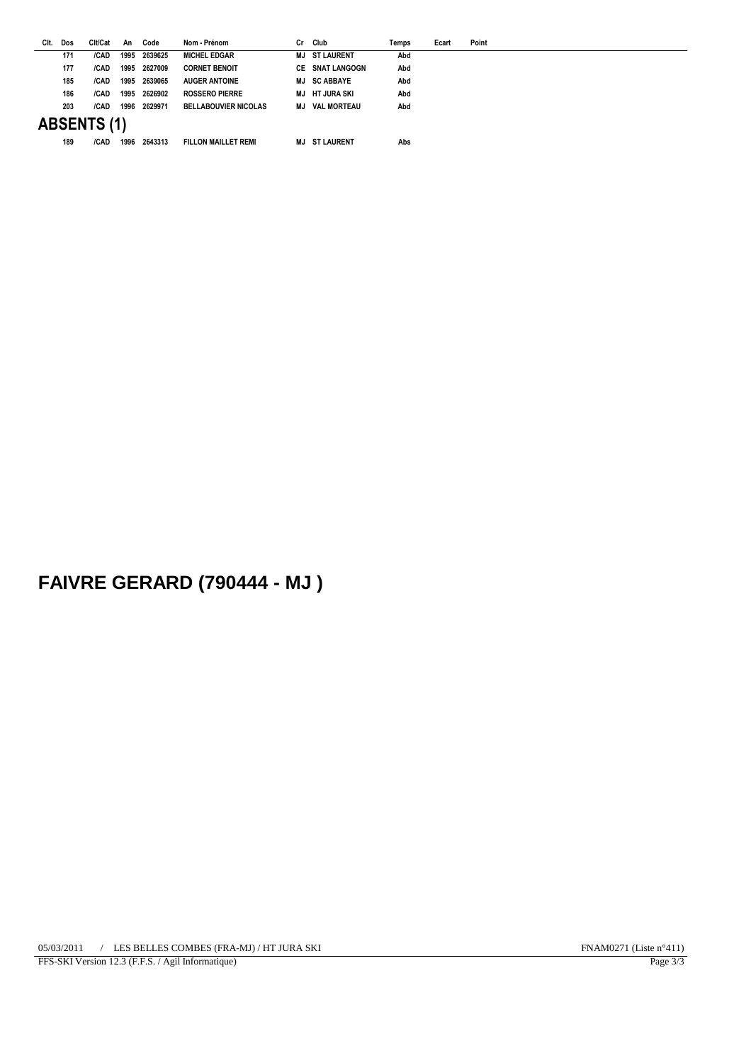| Clt. | Dos | Clt/Cat | An | Code | Nom - Prénom | Cr | Club | Temps | Ecart | Point |
|---|---|---|---|---|---|---|---|---|---|---|
| | 171 | /CAD | 1995 | 2639625 | MICHEL EDGAR | MJ | ST LAURENT | Abd | | |
| | 177 | /CAD | 1995 | 2627009 | CORNET BENOIT | CE | SNAT LANGOGN | Abd | | |
| | 185 | /CAD | 1995 | 2639065 | AUGER ANTOINE | MJ | SC ABBAYE | Abd | | |
| | 186 | /CAD | 1995 | 2626902 | ROSSERO PIERRE | MJ | HT JURA SKI | Abd | | |
| | 203 | /CAD | 1996 | 2629971 | BELLABOUVIER NICOLAS | MJ | VAL MORTEAU | Abd | | |

## ABSENTS (1)

| Clt. | Dos | Clt/Cat | An | Code | Nom - Prénom | Cr | Club | Temps | Ecart | Point |
|---|---|---|---|---|---|---|---|---|---|---|
| | 189 | /CAD | 1996 | 2643313 | FILLON MAILLET REMI | MJ | ST LAURENT | Abs | | |

## FAIVRE GERARD (790444 - MJ )

05/03/2011 / LES BELLES COMBES (FRA-MJ) / HT JURA SKI FNAM0271 (Liste n°411)

FFS-SKI Version 12.3 (F.F.S. / Agil Informatique)